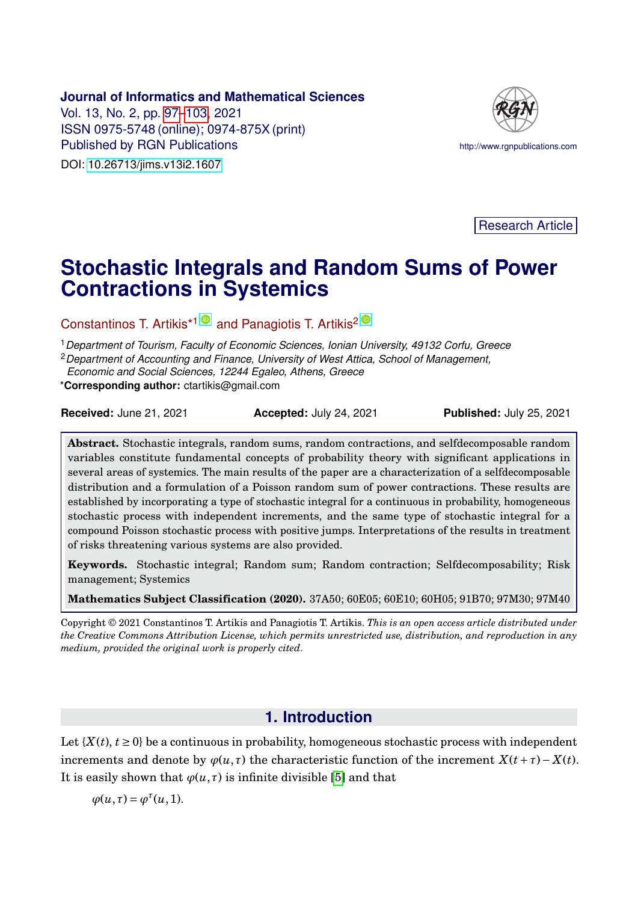Journal of Informatics and Mathematical Sciences
Vol. 13, No. 2, pp. 97–103, 2021
ISSN 0975-5748 (online); 0974-875X (print)
Published by RGN Publications

http://www.rgnpublications.com

DOI: 10.26713/jims.v13i2.1607

Research Article

# Stochastic Integrals and Random Sums of Power Contractions in Systemics

Constantinos T. Artikis*[1] and Panagiotis T. Artikis[2]

[1] *Department of Tourism, Faculty of Economic Sciences, Ionian University, 49132 Corfu, Greece*
[2] *Department of Accounting and Finance, University of West Attica, School of Management, Economic and Social Sciences, 12244 Egaleo, Athens, Greece*
***Corresponding author:** ctartikis@gmail.com

**Received:** June 21, 2021 **Accepted:** July 24, 2021 **Published:** July 25, 2021

**Abstract.** Stochastic integrals, random sums, random contractions, and selfdecomposable random variables constitute fundamental concepts of probability theory with significant applications in several areas of systemics. The main results of the paper are a characterization of a selfdecomposable distribution and a formulation of a Poisson random sum of power contractions. These results are established by incorporating a type of stochastic integral for a continuous in probability, homogeneous stochastic process with independent increments, and the same type of stochastic integral for a compound Poisson stochastic process with positive jumps. Interpretations of the results in treatment of risks threatening various systems are also provided.

**Keywords.** Stochastic integral; Random sum; Random contraction; Selfdecomposability; Risk management; Systemics

**Mathematics Subject Classification (2020).** 37A50; 60E05; 60E10; 60H05; 91B70; 97M30; 97M40

Copyright © 2021 Constantinos T. Artikis and Panagiotis T. Artikis. *This is an open access article distributed under the Creative Commons Attribution License, which permits unrestricted use, distribution, and reproduction in any medium, provided the original work is properly cited.*

## 1. Introduction

Let $\{X(t), t \geq 0\}$ be a continuous in probability, homogeneous stochastic process with independent increments and denote by $\varphi(u,\tau)$ the characteristic function of the increment $X(t+\tau)-X(t)$. It is easily shown that $\varphi(u,\tau)$ is infinite divisible [5] and that

$$\varphi(u,\tau) = \varphi^{\tau}(u,1).$$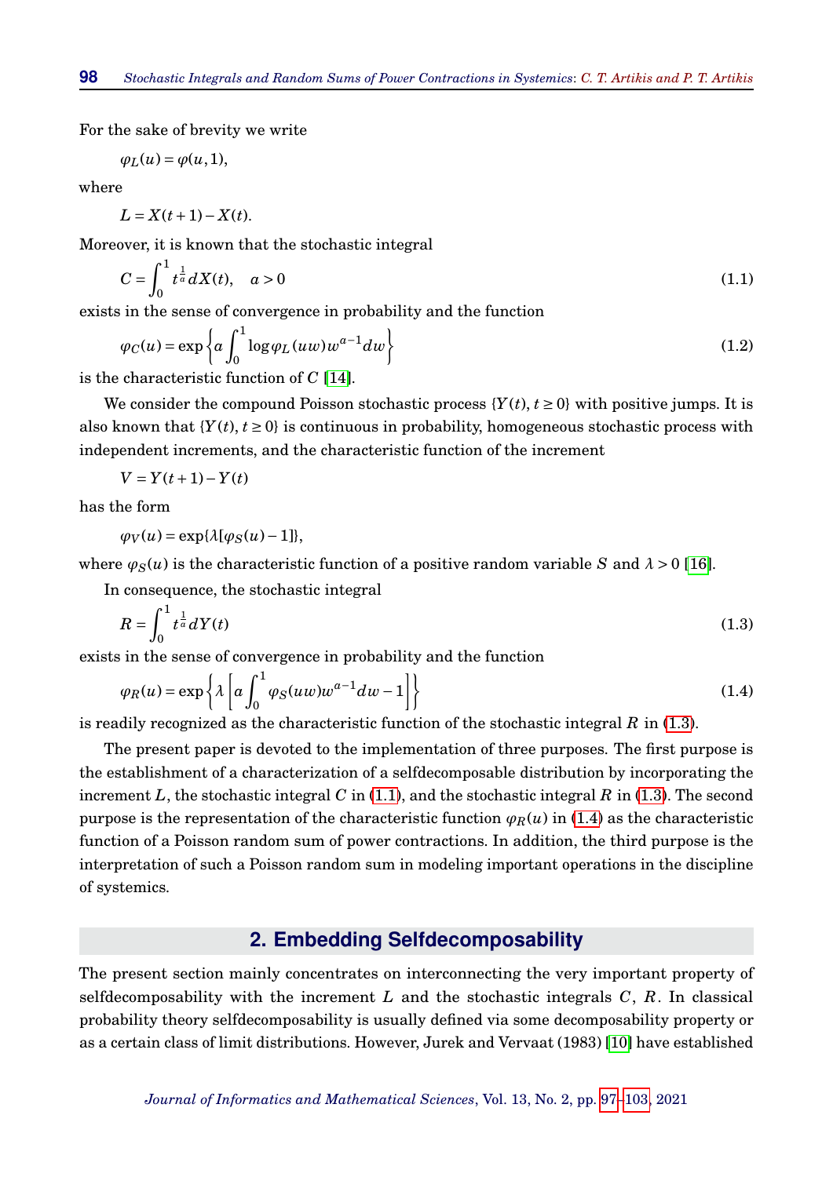For the sake of brevity we write

$$\varphi_L(u) = \varphi(u,1),$$

where

$$L = X(t+1) - X(t).$$

Moreover, it is known that the stochastic integral

$$C = \int_0^1 t^{\frac{1}{a}} dX(t), \quad a > 0 \tag{1.1}$$

exists in the sense of convergence in probability and the function

$$\varphi_C(u) = \exp\left\{ a \int_0^1 \log \varphi_L(uw) w^{a-1} dw \right\} \tag{1.2}$$

is the characteristic function of $C$ [14].

We consider the compound Poisson stochastic process $\{Y(t), t \geq 0\}$ with positive jumps. It is also known that $\{Y(t), t \geq 0\}$ is continuous in probability, homogeneous stochastic process with independent increments, and the characteristic function of the increment

$$V = Y(t+1) - Y(t)$$

has the form

$$\varphi_V(u) = \exp\{\lambda[\varphi_S(u) - 1]\},$$

where $\varphi_S(u)$ is the characteristic function of a positive random variable $S$ and $\lambda > 0$ [16].

In consequence, the stochastic integral

$$R = \int_0^1 t^{\frac{1}{a}} dY(t) \tag{1.3}$$

exists in the sense of convergence in probability and the function

$$\varphi_R(u) = \exp\left\{ \lambda \left[ a \int_0^1 \varphi_S(uw) w^{a-1} dw - 1 \right] \right\} \tag{1.4}$$

is readily recognized as the characteristic function of the stochastic integral $R$ in (1.3).

The present paper is devoted to the implementation of three purposes. The first purpose is the establishment of a characterization of a selfdecomposable distribution by incorporating the increment $L$, the stochastic integral $C$ in (1.1), and the stochastic integral $R$ in (1.3). The second purpose is the representation of the characteristic function $\varphi_R(u)$ in (1.4) as the characteristic function of a Poisson random sum of power contractions. In addition, the third purpose is the interpretation of such a Poisson random sum in modeling important operations in the discipline of systemics.

## 2. Embedding Selfdecomposability

The present section mainly concentrates on interconnecting the very important property of selfdecomposability with the increment $L$ and the stochastic integrals $C$, $R$. In classical probability theory selfdecomposability is usually defined via some decomposability property or as a certain class of limit distributions. However, Jurek and Vervaat (1983) [10] have established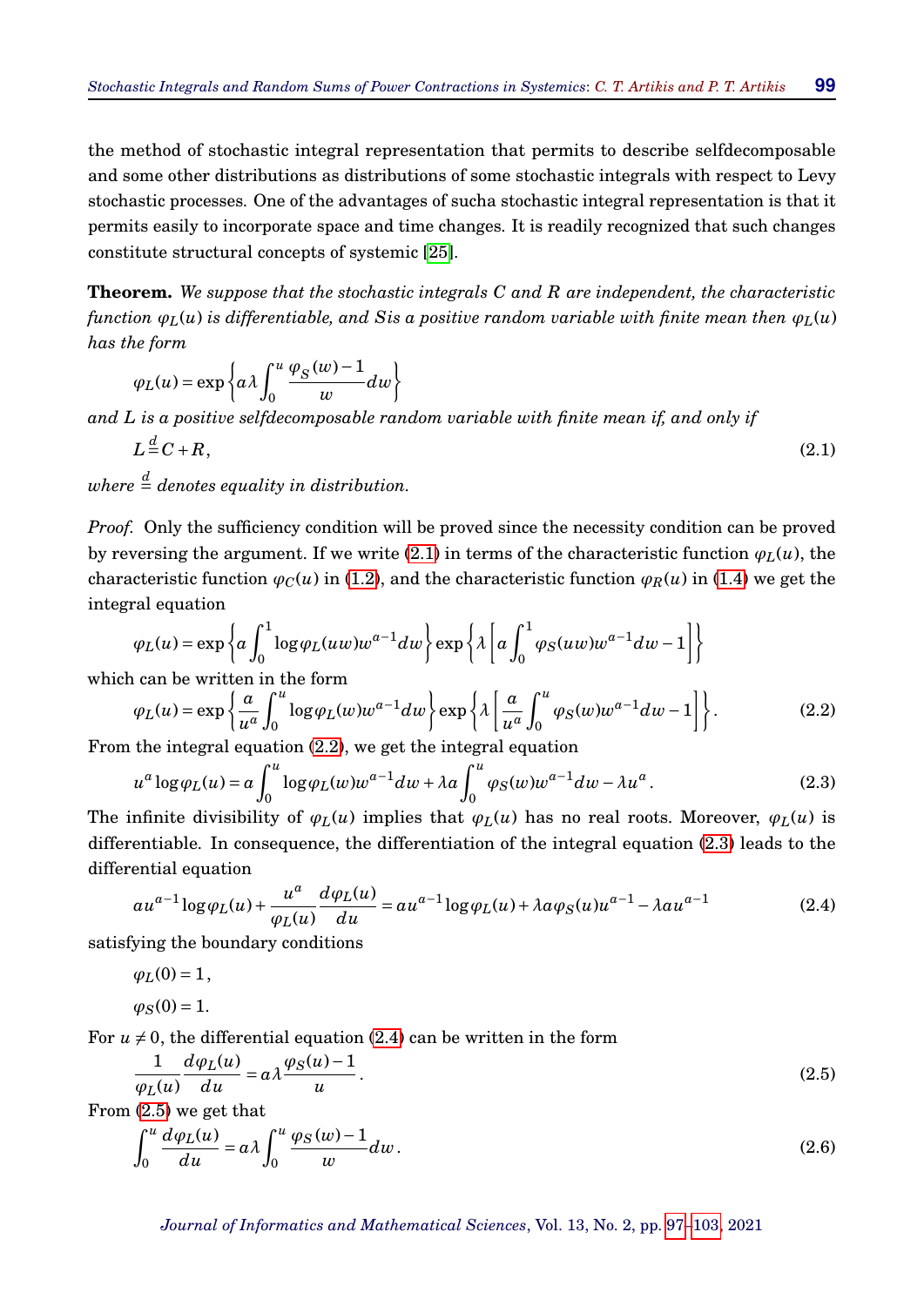the method of stochastic integral representation that permits to describe selfdecomposable and some other distributions as distributions of some stochastic integrals with respect to Levy stochastic processes. One of the advantages of sucha stochastic integral representation is that it permits easily to incorporate space and time changes. It is readily recognized that such changes constitute structural concepts of systemic [25].

**Theorem.** *We suppose that the stochastic integrals $C$ and $R$ are independent, the characteristic function $\varphi_L(u)$ is differentiable, and Sis a positive random variable with finite mean then $\varphi_L(u)$ has the form*

$$\varphi_L(u) = \exp\left\{a\lambda \int_0^u \frac{\varphi_S(w)-1}{w} dw\right\}$$

*and $L$ is a positive selfdecomposable random variable with finite mean if, and only if*

$$L \stackrel{d}{=} C + R, \tag{2.1}$$

*where $\stackrel{d}{=}$ denotes equality in distribution.*

*Proof.* Only the sufficiency condition will be proved since the necessity condition can be proved by reversing the argument. If we write (2.1) in terms of the characteristic function $\varphi_L(u)$, the characteristic function $\varphi_C(u)$ in (1.2), and the characteristic function $\varphi_R(u)$ in (1.4) we get the integral equation

$$\varphi_L(u) = \exp\left\{a\int_0^1 \log\varphi_L(uw)w^{a-1}dw\right\}\exp\left\{\lambda\left[a\int_0^1 \varphi_S(uw)w^{a-1}dw - 1\right]\right\}$$

which can be written in the form

$$\varphi_L(u) = \exp\left\{\frac{a}{u^a}\int_0^u \log\varphi_L(w)w^{a-1}dw\right\}\exp\left\{\lambda\left[\frac{a}{u^a}\int_0^u \varphi_S(w)w^{a-1}dw - 1\right]\right\}. \tag{2.2}$$

From the integral equation (2.2), we get the integral equation

$$u^a \log\varphi_L(u) = a\int_0^u \log\varphi_L(w)w^{a-1}dw + \lambda a\int_0^u \varphi_S(w)w^{a-1}dw - \lambda u^a. \tag{2.3}$$

The infinite divisibility of $\varphi_L(u)$ implies that $\varphi_L(u)$ has no real roots. Moreover, $\varphi_L(u)$ is differentiable. In consequence, the differentiation of the integral equation (2.3) leads to the differential equation

$$au^{a-1}\log\varphi_L(u) + \frac{u^a}{\varphi_L(u)}\frac{d\varphi_L(u)}{du} = au^{a-1}\log\varphi_L(u) + \lambda a\varphi_S(u)u^{a-1} - \lambda a u^{a-1} \tag{2.4}$$

satisfying the boundary conditions

$$\varphi_L(0) = 1,$$

$$\varphi_S(0) = 1.$$

For $u \neq 0$, the differential equation (2.4) can be written in the form

$$\frac{1}{\varphi_L(u)}\frac{d\varphi_L(u)}{du} = a\lambda\frac{\varphi_S(u)-1}{u}. \tag{2.5}$$

From (2.5) we get that

$$\int_0^u \frac{d\varphi_L(u)}{du} = a\lambda\int_0^u \frac{\varphi_S(w)-1}{w}dw. \tag{2.6}$$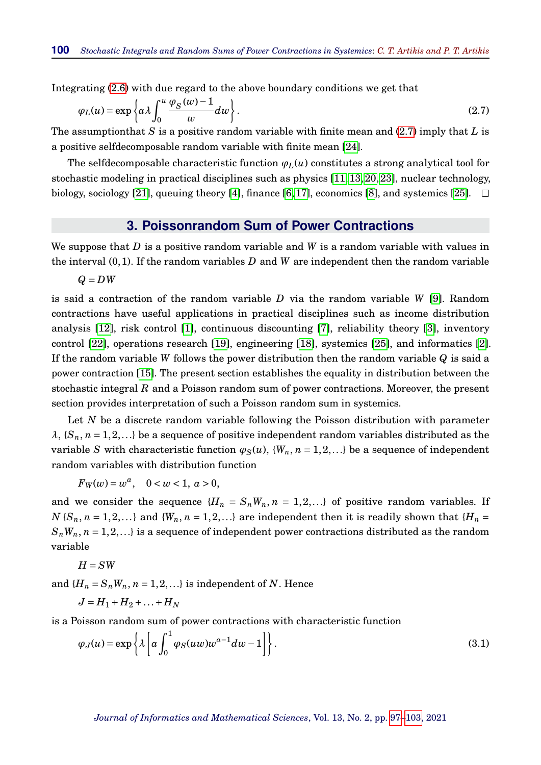Integrating (2.6) with due regard to the above boundary conditions we get that

$$\varphi_L(u) = \exp\left\{a\lambda \int_0^u \frac{\varphi_S(w) - 1}{w} dw\right\}. \tag{2.7}$$

The assumptionthat $S$ is a positive random variable with finite mean and (2.7) imply that $L$ is a positive selfdecomposable random variable with finite mean [24].

The selfdecomposable characteristic function $\varphi_L(u)$ constitutes a strong analytical tool for stochastic modeling in practical disciplines such as physics [11, 13, 20, 23], nuclear technology, biology, sociology [21], queuing theory [4], finance [6, 17], economics [8], and systemics [25]. □

## 3. Poissonrandom Sum of Power Contractions

We suppose that $D$ is a positive random variable and $W$ is a random variable with values in the interval $(0,1)$. If the random variables $D$ and $W$ are independent then the random variable

$$Q = DW$$

is said a contraction of the random variable $D$ via the random variable $W$ [9]. Random contractions have useful applications in practical disciplines such as income distribution analysis [12], risk control [1], continuous discounting [7], reliability theory [3], inventory control [22], operations research [19], engineering [18], systemics [25], and informatics [2]. If the random variable $W$ follows the power distribution then the random variable $Q$ is said a power contraction [15]. The present section establishes the equality in distribution between the stochastic integral $R$ and a Poisson random sum of power contractions. Moreover, the present section provides interpretation of such a Poisson random sum in systemics.

Let $N$ be a discrete random variable following the Poisson distribution with parameter $\lambda$, $\{S_n, n = 1, 2, \ldots\}$ be a sequence of positive independent random variables distributed as the variable $S$ with characteristic function $\varphi_S(u)$, $\{W_n, n = 1, 2, \ldots\}$ be a sequence of independent random variables with distribution function

$$F_W(w) = w^a, \quad 0 < w < 1,\ a > 0,$$

and we consider the sequence $\{H_n = S_n W_n, n = 1, 2, \ldots\}$ of positive random variables. If $N$ $\{S_n, n = 1, 2, \ldots\}$ and $\{W_n, n = 1, 2, \ldots\}$ are independent then it is readily shown that $\{H_n = S_n W_n, n = 1, 2, \ldots\}$ is a sequence of independent power contractions distributed as the random variable

$$H = SW$$

and $\{H_n = S_n W_n, n = 1, 2, \ldots\}$ is independent of $N$. Hence

$$J = H_1 + H_2 + \ldots + H_N$$

is a Poisson random sum of power contractions with characteristic function

$$\varphi_J(u) = \exp\left\{\lambda\left[a \int_0^1 \varphi_S(uw) w^{a-1} dw - 1\right]\right\}. \tag{3.1}$$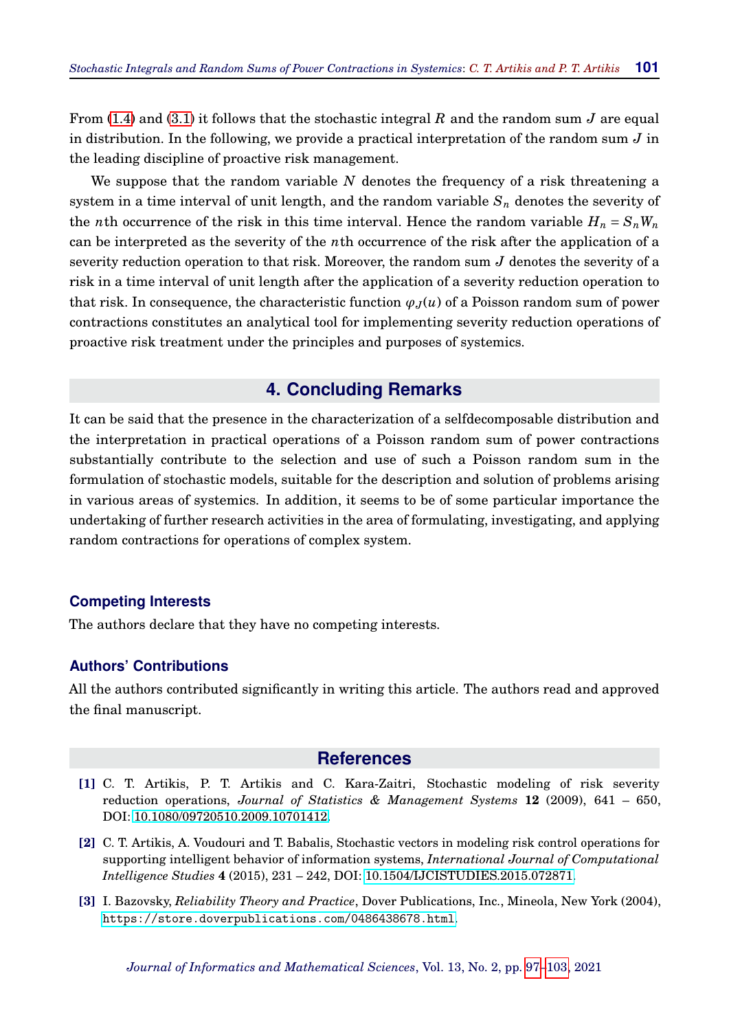From (1.4) and (3.1) it follows that the stochastic integral $R$ and the random sum $J$ are equal in distribution. In the following, we provide a practical interpretation of the random sum $J$ in the leading discipline of proactive risk management.

We suppose that the random variable $N$ denotes the frequency of a risk threatening a system in a time interval of unit length, and the random variable $S_n$ denotes the severity of the $n$th occurrence of the risk in this time interval. Hence the random variable $H_n = S_n W_n$ can be interpreted as the severity of the $n$th occurrence of the risk after the application of a severity reduction operation to that risk. Moreover, the random sum $J$ denotes the severity of a risk in a time interval of unit length after the application of a severity reduction operation to that risk. In consequence, the characteristic function $\varphi_J(u)$ of a Poisson random sum of power contractions constitutes an analytical tool for implementing severity reduction operations of proactive risk treatment under the principles and purposes of systemics.

## 4. Concluding Remarks

It can be said that the presence in the characterization of a selfdecomposable distribution and the interpretation in practical operations of a Poisson random sum of power contractions substantially contribute to the selection and use of such a Poisson random sum in the formulation of stochastic models, suitable for the description and solution of problems arising in various areas of systemics. In addition, it seems to be of some particular importance the undertaking of further research activities in the area of formulating, investigating, and applying random contractions for operations of complex system.

### Competing Interests

The authors declare that they have no competing interests.

### Authors' Contributions

All the authors contributed significantly in writing this article. The authors read and approved the final manuscript.

## References

**[1]** C. T. Artikis, P. T. Artikis and C. Kara-Zaitri, Stochastic modeling of risk severity reduction operations, *Journal of Statistics & Management Systems* **12** (2009), 641 – 650, DOI: 10.1080/09720510.2009.10701412.

**[2]** C. T. Artikis, A. Voudouri and T. Babalis, Stochastic vectors in modeling risk control operations for supporting intelligent behavior of information systems, *International Journal of Computational Intelligence Studies* **4** (2015), 231 – 242, DOI: 10.1504/IJCISTUDIES.2015.072871.

**[3]** I. Bazovsky, *Reliability Theory and Practice*, Dover Publications, Inc., Mineola, New York (2004), `https://store.doverpublications.com/0486438678.html`.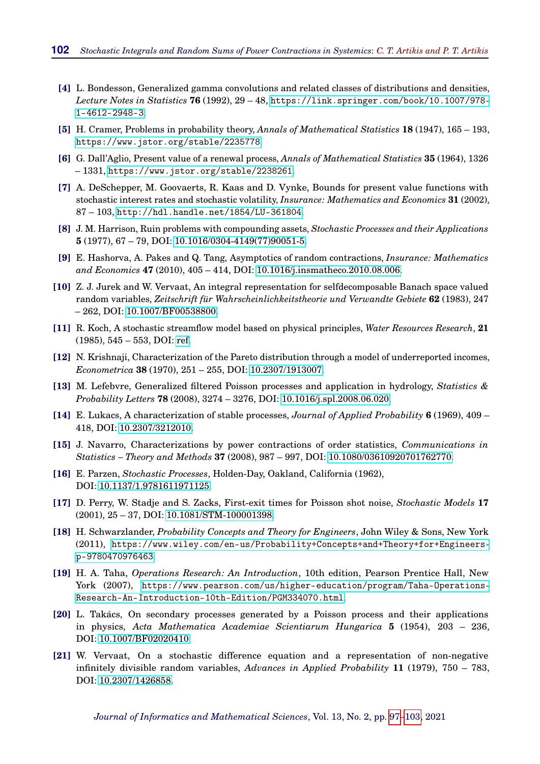[4] L. Bondesson, Generalized gamma convolutions and related classes of distributions and densities, *Lecture Notes in Statistics* **76** (1992), 29 – 48, https://link.springer.com/book/10.1007/978-1-4612-2948-3.

[5] H. Cramer, Problems in probability theory, *Annals of Mathematical Statistics* **18** (1947), 165 – 193, https://www.jstor.org/stable/2235778.

[6] G. Dall'Aglio, Present value of a renewal process, *Annals of Mathematical Statistics* **35** (1964), 1326 – 1331, https://www.jstor.org/stable/2238261.

[7] A. DeSchepper, M. Goovaerts, R. Kaas and D. Vynke, Bounds for present value functions with stochastic interest rates and stochastic volatility, *Insurance: Mathematics and Economics* **31** (2002), 87 – 103, http://hdl.handle.net/1854/LU-361804.

[8] J. M. Harrison, Ruin problems with compounding assets, *Stochastic Processes and their Applications* **5** (1977), 67 – 79, DOI: 10.1016/0304-4149(77)90051-5.

[9] E. Hashorva, A. Pakes and Q. Tang, Asymptotics of random contractions, *Insurance: Mathematics and Economics* **47** (2010), 405 – 414, DOI: 10.1016/j.insmatheco.2010.08.006.

[10] Z. J. Jurek and W. Vervaat, An integral representation for selfdecomposable Banach space valued random variables, *Zeitschrift für Wahrscheinlichkeitstheorie und Verwandte Gebiete* **62** (1983), 247 – 262, DOI: 10.1007/BF00538800.

[11] R. Koch, A stochastic streamflow model based on physical principles, *Water Resources Research*, **21** (1985), 545 – 553, DOI: ref.

[12] N. Krishnaji, Characterization of the Pareto distribution through a model of underreported incomes, *Econometrica* **38** (1970), 251 – 255, DOI: 10.2307/1913007.

[13] M. Lefebvre, Generalized filtered Poisson processes and application in hydrology, *Statistics & Probability Letters* **78** (2008), 3274 – 3276, DOI: 10.1016/j.spl.2008.06.020.

[14] E. Lukacs, A characterization of stable processes, *Journal of Applied Probability* **6** (1969), 409 – 418, DOI: 10.2307/3212010.

[15] J. Navarro, Characterizations by power contractions of order statistics, *Communications in Statistics – Theory and Methods* **37** (2008), 987 – 997, DOI: 10.1080/03610920701762770.

[16] E. Parzen, *Stochastic Processes*, Holden-Day, Oakland, California (1962), DOI: 10.1137/1.9781611971125.

[17] D. Perry, W. Stadje and S. Zacks, First-exit times for Poisson shot noise, *Stochastic Models* **17** (2001), 25 – 37, DOI: 10.1081/STM-100001398.

[18] H. Schwarzlander, *Probability Concepts and Theory for Engineers*, John Wiley & Sons, New York (2011), https://www.wiley.com/en-us/Probability+Concepts+and+Theory+for+Engineers-p-9780470976463.

[19] H. A. Taha, *Operations Research: An Introduction*, 10th edition, Pearson Prentice Hall, New York (2007), https://www.pearson.com/us/higher-education/program/Taha-Operations-Research-An-Introduction-10th-Edition/PGM334070.html.

[20] L. Takács, On secondary processes generated by a Poisson process and their applications in physics, *Acta Mathematica Academiae Scientiarum Hungarica* **5** (1954), 203 – 236, DOI: 10.1007/BF02020410.

[21] W. Vervaat, On a stochastic difference equation and a representation of non-negative infinitely divisible random variables, *Advances in Applied Probability* **11** (1979), 750 – 783, DOI: 10.2307/1426858.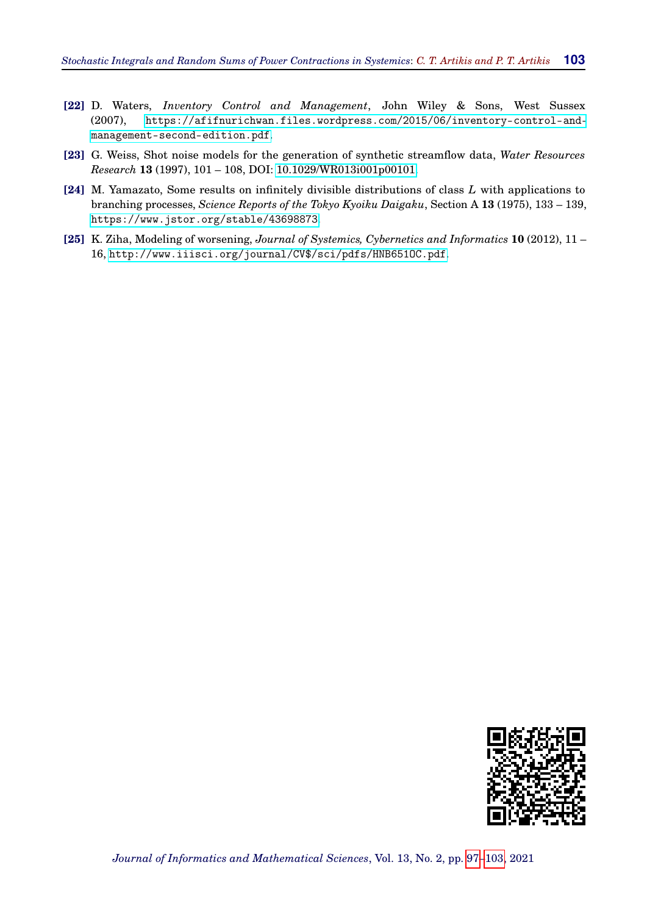[22] D. Waters, *Inventory Control and Management*, John Wiley & Sons, West Sussex (2007), https://afifnurichwan.files.wordpress.com/2015/06/inventory-control-and-management-second-edition.pdf.

[23] G. Weiss, Shot noise models for the generation of synthetic streamflow data, *Water Resources Research* **13** (1997), 101 – 108, DOI: 10.1029/WR013i001p00101.

[24] M. Yamazato, Some results on infinitely divisible distributions of class $L$ with applications to branching processes, *Science Reports of the Tokyo Kyoiku Daigaku*, Section A **13** (1975), 133 – 139, https://www.jstor.org/stable/43698873.

[25] K. Ziha, Modeling of worsening, *Journal of Systemics, Cybernetics and Informatics* **10** (2012), 11 – 16, http://www.iiisci.org/journal/CV$/sci/pdfs/HNB651OC.pdf.